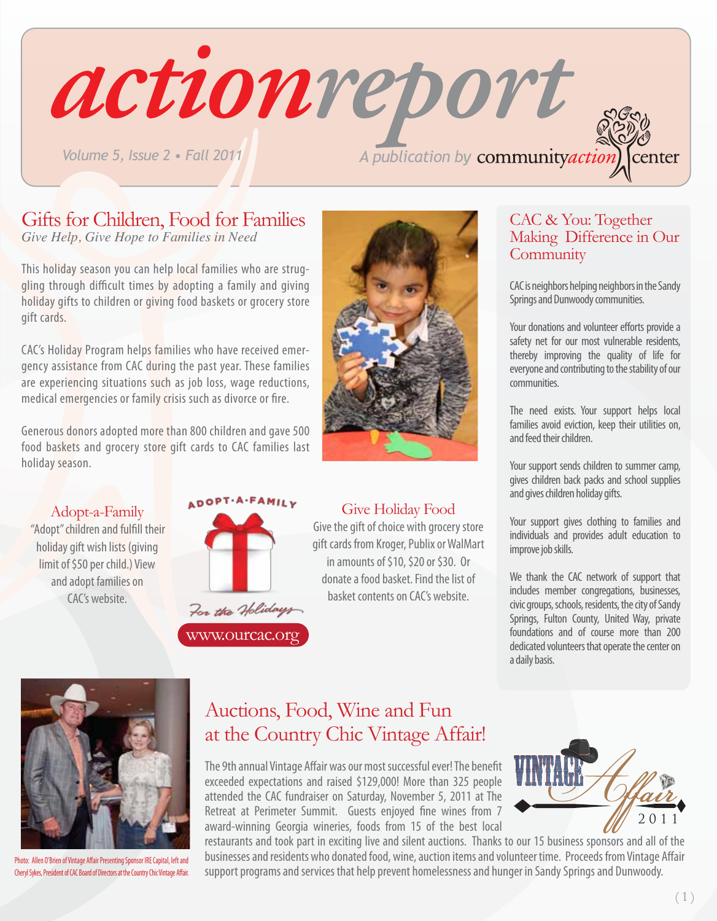# actionreport

Volume 5, Issue 2 • Fall 2011

A publication by communityaction center

## Gifts for Children, Food for Families

*Give Help, Give Hope to Families in Need*

This holiday season you can help local families who are struggling through difficult times by adopting a family and giving holiday gifts to children or giving food baskets or grocery store gift cards.

CAC's Holiday Program helps families who have received emergency assistance from CAC during the past year. These families are experiencing situations such as job loss, wage reductions, medical emergencies or family crisis such as divorce or fire.

Generous donors adopted more than 800 children and gave 500 food baskets and grocery store gift cards to CAC families last holiday season.

### Adopt-a-Family

"Adopt" children and fulfill their holiday gift wish lists (giving limit of $50 per child.) View and adopt families on CAC's website.

ADOPT·A·FAMILY

For the Holidays

www.ourcac.org

### Give Holiday Food

Give the gift of choice with grocery store gift cards from Kroger, Publix or WalMart in amounts of $10, $20 or $30. Or donate a food basket. Find the list of basket contents on CAC's website.

## CAC & You: Together Making Difference in Our Community

CAC is neighbors helping neighbors in the Sandy Springs and Dunwoody communities.

Your donations and volunteer efforts provide a safety net for our most vulnerable residents, thereby improving the quality of life for everyone and contributing to the stability of our communities.

The need exists. Your support helps local families avoid eviction, keep their utilities on, and feed their children.

Your support sends children to summer camp, gives children back packs and school supplies and gives children holiday gifts.

Your support gives clothing to families and individuals and provides adult education to improve job skills.

We thank the CAC network of support that includes member congregations, businesses, civic groups, schools, residents, the city of Sandy Springs, Fulton County, United Way, private foundations and of course more than 200 dedicated volunteers that operate the center on a daily basis.

## Auctions, Food, Wine and Fun at the Country Chic Vintage Affair!

Photo: Allen O'Brien of Vintage Affair Presenting Sponsor IRE Capital, left and Cheryl Sykes, President of CAC Board of Directors at the Country Chic Vintage Affair.

Vintage Affair 2011

The 9th annual Vintage Affair was our most successful ever! The benefit exceeded expectations and raised $129,000! More than 325 people attended the CAC fundraiser on Saturday, November 5, 2011 at The Retreat at Perimeter Summit. Guests enjoyed fine wines from 7 award-winning Georgia wineries, foods from 15 of the best local restaurants and took part in exciting live and silent auctions. Thanks to our 15 business sponsors and all of the businesses and residents who donated food, wine, auction items and volunteer time. Proceeds from Vintage Affair support programs and services that help prevent homelessness and hunger in Sandy Springs and Dunwoody.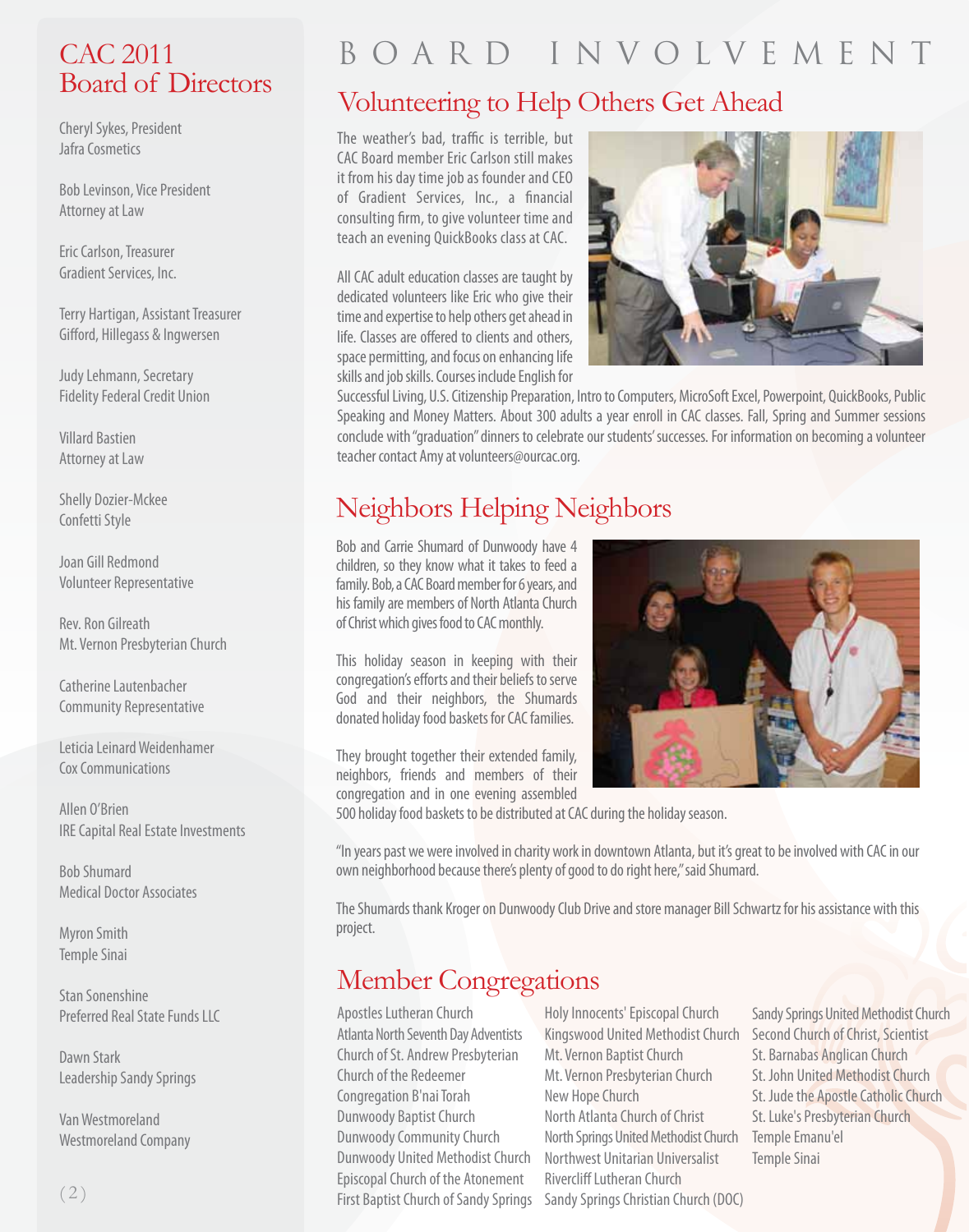## CAC 2011 Board of Directors

Cheryl Sykes, President
Jafra Cosmetics

Bob Levinson, Vice President
Attorney at Law

Eric Carlson, Treasurer
Gradient Services, Inc.

Terry Hartigan, Assistant Treasurer
Gifford, Hillegass & Ingwersen

Judy Lehmann, Secretary
Fidelity Federal Credit Union

Villard Bastien
Attorney at Law

Shelly Dozier-Mckee
Confetti Style

Joan Gill Redmond
Volunteer Representative

Rev. Ron Gilreath
Mt. Vernon Presbyterian Church

Catherine Lautenbacher
Community Representative

Leticia Leinard Weidenhamer
Cox Communications

Allen O'Brien
IRE Capital Real Estate Investments

Bob Shumard
Medical Doctor Associates

Myron Smith
Temple Sinai

Stan Sonenshine
Preferred Real State Funds LLC

Dawn Stark
Leadership Sandy Springs

Van Westmoreland
Westmoreland Company

# BOARD INVOLVEMENT

## Volunteering to Help Others Get Ahead

The weather's bad, traffic is terrible, but CAC Board member Eric Carlson still makes it from his day time job as founder and CEO of Gradient Services, Inc., a financial consulting firm, to give volunteer time and teach an evening QuickBooks class at CAC.

All CAC adult education classes are taught by dedicated volunteers like Eric who give their time and expertise to help others get ahead in life. Classes are offered to clients and others, space permitting, and focus on enhancing life skills and job skills. Courses include English for Successful Living, U.S. Citizenship Preparation, Intro to Computers, MicroSoft Excel, Powerpoint, QuickBooks, Public Speaking and Money Matters. About 300 adults a year enroll in CAC classes. Fall, Spring and Summer sessions conclude with "graduation" dinners to celebrate our students' successes. For information on becoming a volunteer teacher contact Amy at volunteers@ourcac.org.

## Neighbors Helping Neighbors

Bob and Carrie Shumard of Dunwoody have 4 children, so they know what it takes to feed a family. Bob, a CAC Board member for 6 years, and his family are members of North Atlanta Church of Christ which gives food to CAC monthly.

This holiday season in keeping with their congregation's efforts and their beliefs to serve God and their neighbors, the Shumards donated holiday food baskets for CAC families.

They brought together their extended family, neighbors, friends and members of their congregation and in one evening assembled 500 holiday food baskets to be distributed at CAC during the holiday season.

"In years past we were involved in charity work in downtown Atlanta, but it's great to be involved with CAC in our own neighborhood because there's plenty of good to do right here," said Shumard.

The Shumards thank Kroger on Dunwoody Club Drive and store manager Bill Schwartz for his assistance with this project.

## Member Congregations

Apostles Lutheran Church
Atlanta North Seventh Day Adventists
Church of St. Andrew Presbyterian
Church of the Redeemer
Congregation B'nai Torah
Dunwoody Baptist Church
Dunwoody Community Church
Dunwoody United Methodist Church
Episcopal Church of the Atonement
First Baptist Church of Sandy Springs
Holy Innocents' Episcopal Church
Kingswood United Methodist Church
Mt. Vernon Baptist Church
Mt. Vernon Presbyterian Church
New Hope Church
North Atlanta Church of Christ
North Springs United Methodist Church
Northwest Unitarian Universalist
Rivercliff Lutheran Church
Sandy Springs Christian Church (DOC)
Sandy Springs United Methodist Church
Second Church of Christ, Scientist
St. Barnabas Anglican Church
St. John United Methodist Church
St. Jude the Apostle Catholic Church
St. Luke's Presbyterian Church
Temple Emanu'el
Temple Sinai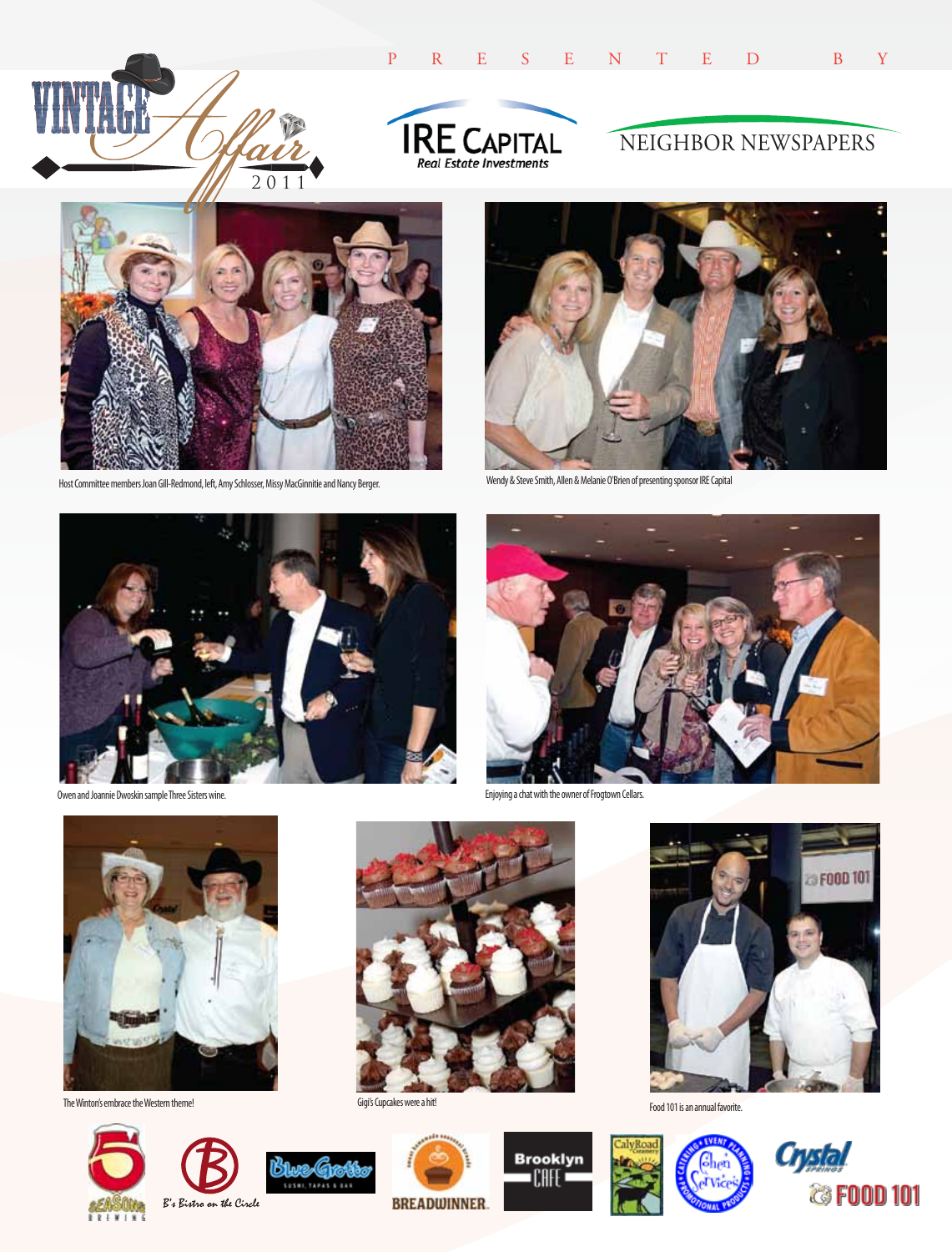# Vintage Affair 2011

PRESENTED BY

IRE Capital Real Estate Investments

NEIGHBOR NEWSPAPERS

Host Committee members Joan Gill-Redmond, left, Amy Schlosser, Missy MacGinnitie and Nancy Berger.

Wendy & Steve Smith, Allen & Melanie O'Brien of presenting sponsor IRE Capital

Owen and Joannie Dwoskin sample Three Sisters wine.

Enjoying a chat with the owner of Frogtown Cellars.

The Winton's embrace the Western theme!

Gigi's Cupcakes were a hit!

Food 101 is an annual favorite.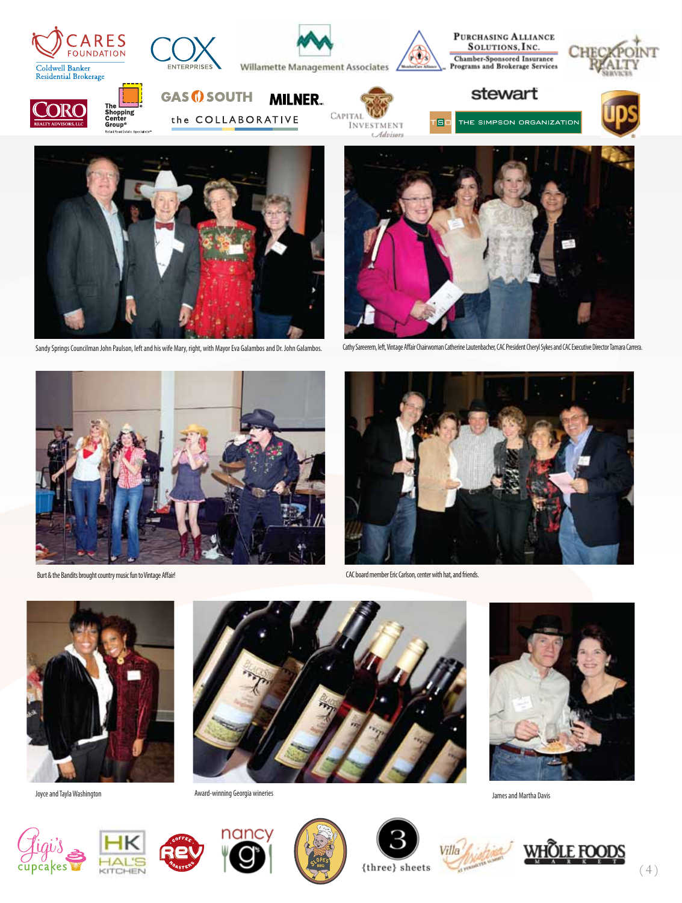Sandy Springs Councilman John Paulson, left and his wife Mary, right, with Mayor Eva Galambos and Dr. John Galambos.

Cathy Sareerem, left, Vintage Affair Chairwoman Catherine Lautenbacher, CAC President Cheryl Sykes and CAC Executive Director Tamara Carrera.

Burt & the Bandits brought country music fun to Vintage Affair!

CAC board member Eric Carlson, center with hat, and friends.

Joyce and Tayla Washington

Award-winning Georgia wineries

James and Martha Davis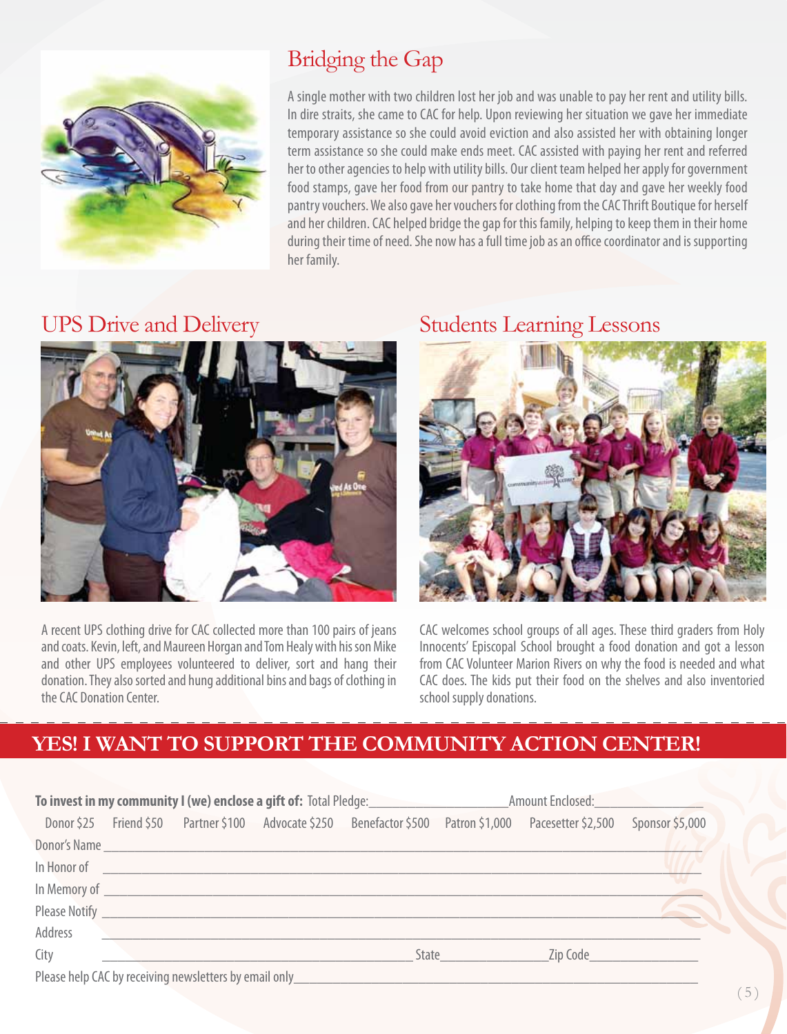## Bridging the Gap

A single mother with two children lost her job and was unable to pay her rent and utility bills. In dire straits, she came to CAC for help. Upon reviewing her situation we gave her immediate temporary assistance so she could avoid eviction and also assisted her with obtaining longer term assistance so she could make ends meet. CAC assisted with paying her rent and referred her to other agencies to help with utility bills. Our client team helped her apply for government food stamps, gave her food from our pantry to take home that day and gave her weekly food pantry vouchers. We also gave her vouchers for clothing from the CAC Thrift Boutique for herself and her children. CAC helped bridge the gap for this family, helping to keep them in their home during their time of need. She now has a full time job as an office coordinator and is supporting her family.

## UPS Drive and Delivery

A recent UPS clothing drive for CAC collected more than 100 pairs of jeans and coats. Kevin, left, and Maureen Horgan and Tom Healy with his son Mike and other UPS employees volunteered to deliver, sort and hang their donation. They also sorted and hung additional bins and bags of clothing in the CAC Donation Center.

## Students Learning Lessons

CAC welcomes school groups of all ages. These third graders from Holy Innocents' Episcopal School brought a food donation and got a lesson from CAC Volunteer Marion Rivers on why the food is needed and what CAC does. The kids put their food on the shelves and also inventoried school supply donations.

## YES! I WANT TO SUPPORT THE COMMUNITY ACTION CENTER!

**To invest in my community I (we) enclose a gift of:** Total Pledge:____________ Amount Enclosed:____________

Donor $25 Friend $50 Partner $100 Advocate $250 Benefactor $500 Patron $1,000 Pacesetter $2,500 Sponsor $5,000

Donor's Name ____________________________________________

In Honor of ____________________________________________

In Memory of ____________________________________________

Please Notify ____________________________________________

Address ____________________________________________

City ____________________ State __________ Zip Code __________

Please help CAC by receiving newsletters by email only____________________________________________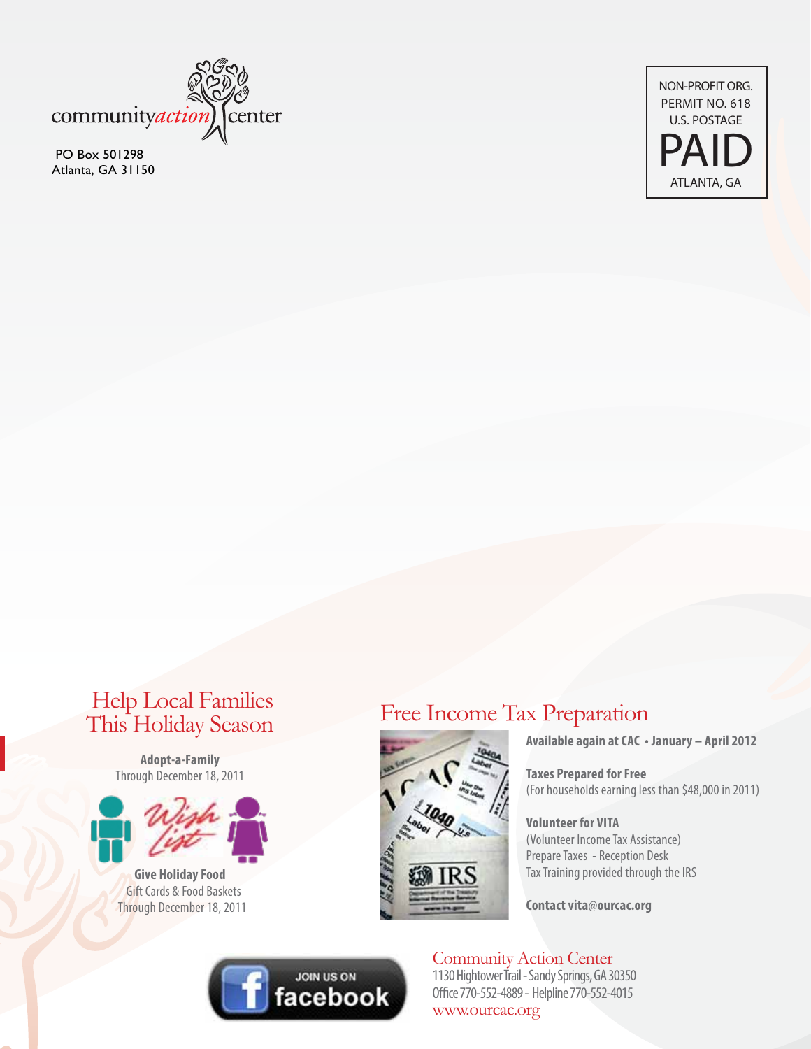community*action* center

PO Box 501298
Atlanta, GA 31150

NON-PROFIT ORG.
PERMIT NO. 618
U.S. POSTAGE
PAID
ATLANTA, GA

## Help Local Families This Holiday Season

**Adopt-a-Family**
Through December 18, 2011

Wish List

**Give Holiday Food**
Gift Cards & Food Baskets
Through December 18, 2011

## Free Income Tax Preparation

**Available again at CAC • January – April 2012**

**Taxes Prepared for Free**
(For households earning less than $48,000 in 2011)

**Volunteer for VITA**
(Volunteer Income Tax Assistance)
Prepare Taxes - Reception Desk
Tax Training provided through the IRS

**Contact vita@ourcac.org**

JOIN US ON facebook

Community Action Center
1130 Hightower Trail - Sandy Springs, GA 30350
Office 770-552-4889 - Helpline 770-552-4015
www.ourcac.org